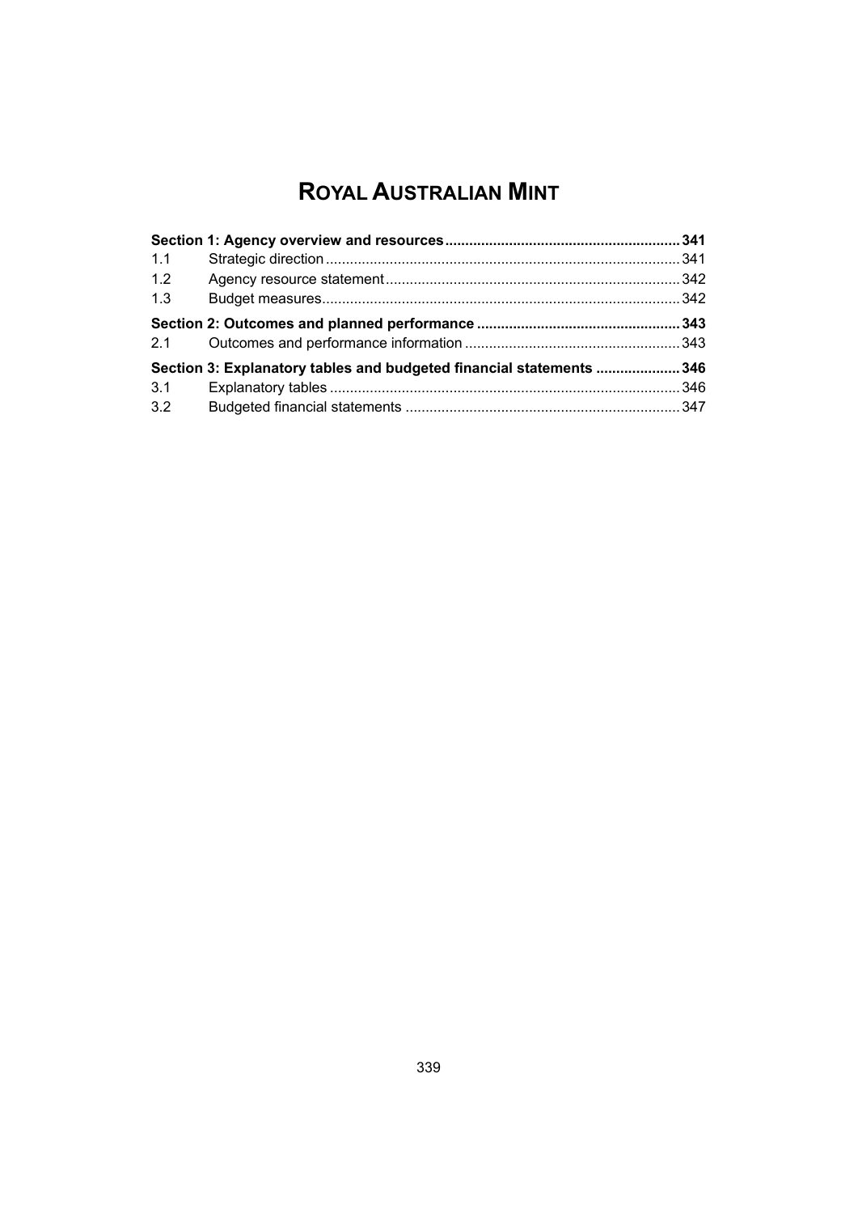# ROYAL AUSTRALIAN MINT

| | | |
|---|---|---|
| **Section 1: Agency overview and resources** | | **341** |
| 1.1 | Strategic direction | 341 |
| 1.2 | Agency resource statement | 342 |
| 1.3 | Budget measures | 342 |
| **Section 2: Outcomes and planned performance** | | **343** |
| 2.1 | Outcomes and performance information | 343 |
| **Section 3: Explanatory tables and budgeted financial statements** | | **346** |
| 3.1 | Explanatory tables | 346 |
| 3.2 | Budgeted financial statements | 347 |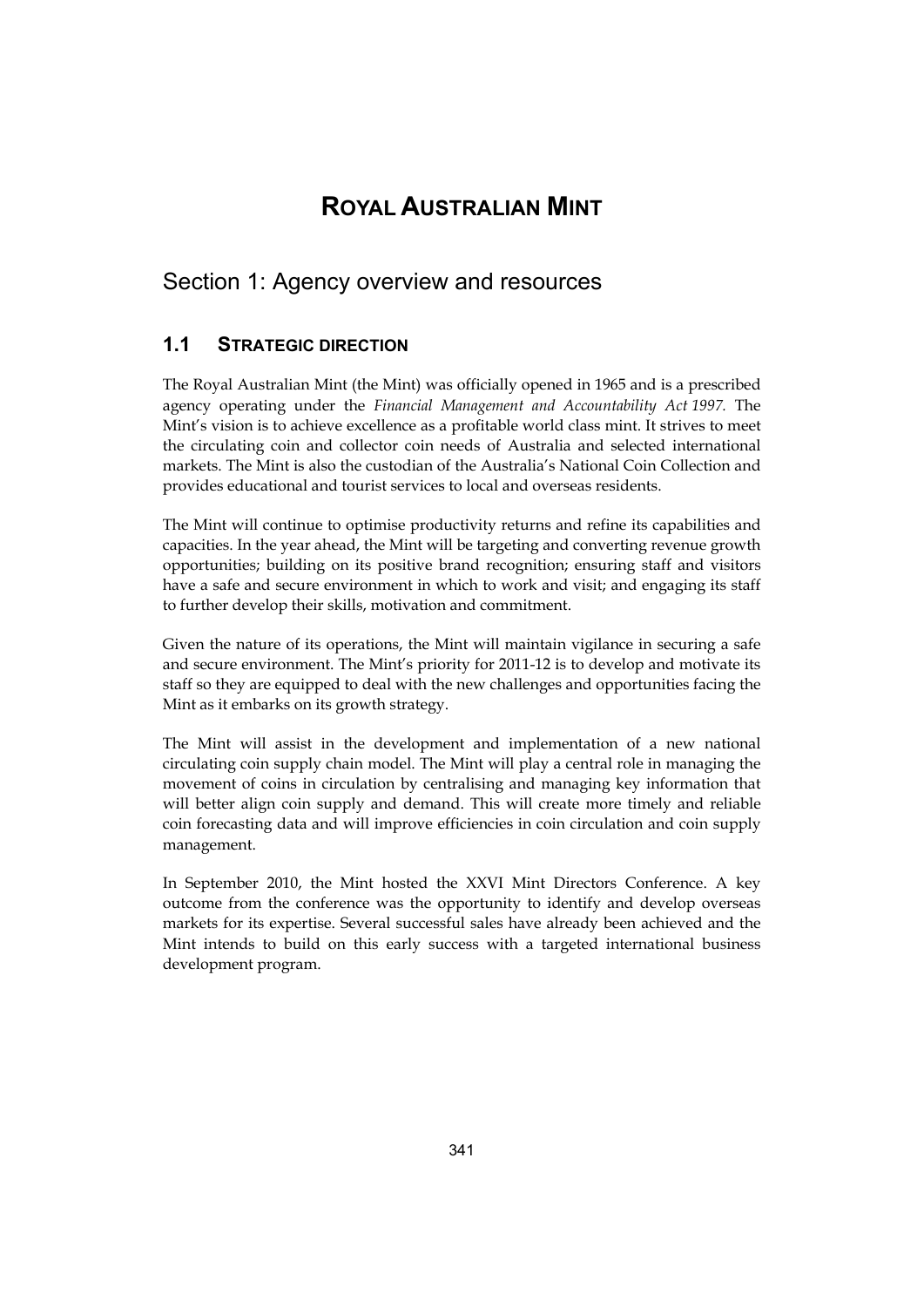# ROYAL AUSTRALIAN MINT

## Section 1: Agency overview and resources

### 1.1 STRATEGIC DIRECTION

The Royal Australian Mint (the Mint) was officially opened in 1965 and is a prescribed agency operating under the *Financial Management and Accountability Act 1997.* The Mint's vision is to achieve excellence as a profitable world class mint. It strives to meet the circulating coin and collector coin needs of Australia and selected international markets. The Mint is also the custodian of the Australia's National Coin Collection and provides educational and tourist services to local and overseas residents.

The Mint will continue to optimise productivity returns and refine its capabilities and capacities. In the year ahead, the Mint will be targeting and converting revenue growth opportunities; building on its positive brand recognition; ensuring staff and visitors have a safe and secure environment in which to work and visit; and engaging its staff to further develop their skills, motivation and commitment.

Given the nature of its operations, the Mint will maintain vigilance in securing a safe and secure environment. The Mint's priority for 2011-12 is to develop and motivate its staff so they are equipped to deal with the new challenges and opportunities facing the Mint as it embarks on its growth strategy.

The Mint will assist in the development and implementation of a new national circulating coin supply chain model. The Mint will play a central role in managing the movement of coins in circulation by centralising and managing key information that will better align coin supply and demand. This will create more timely and reliable coin forecasting data and will improve efficiencies in coin circulation and coin supply management.

In September 2010, the Mint hosted the XXVI Mint Directors Conference. A key outcome from the conference was the opportunity to identify and develop overseas markets for its expertise. Several successful sales have already been achieved and the Mint intends to build on this early success with a targeted international business development program.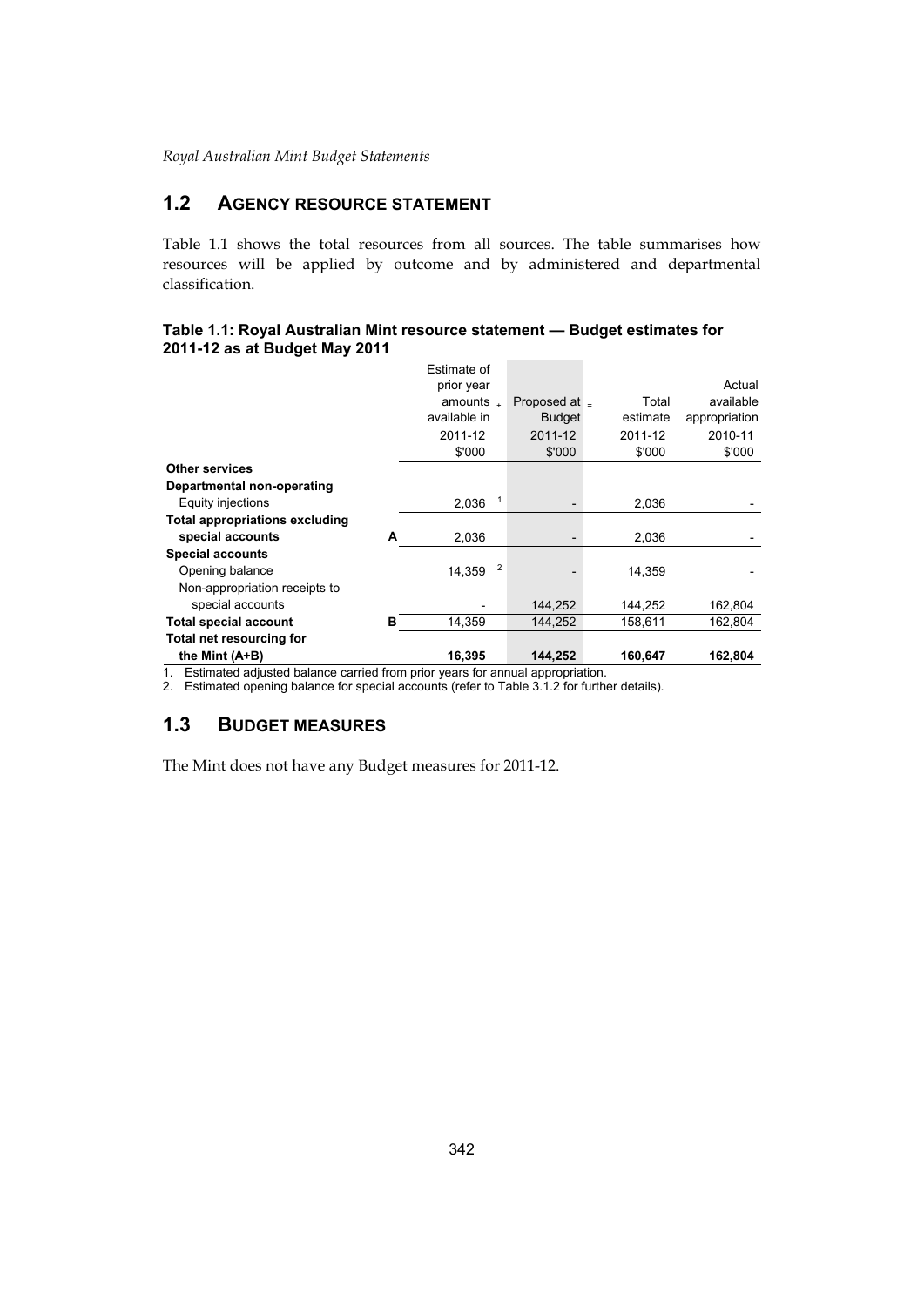## 1.2 AGENCY RESOURCE STATEMENT

Table 1.1 shows the total resources from all sources. The table summarises how resources will be applied by outcome and by administered and departmental classification.

**Table 1.1: Royal Australian Mint resource statement — Budget estimates for 2011-12 as at Budget May 2011**

| | | Estimate of prior year amounts available in 2011-12 $'000 | + | Proposed at Budget 2011-12 $'000 | = | Total estimate 2011-12 $'000 | Actual available appropriation 2010-11 $'000 |
|---|---|---|---|---|---|---|---|
| **Other services** | | | | | | | |
| **Departmental non-operating** | | | | | | | |
| Equity injections | | 2,036 [1] | | - | | 2,036 | - |
| **Total appropriations excluding special accounts** | **A** | 2,036 | | - | | 2,036 | - |
| **Special accounts** | | | | | | | |
| Opening balance | | 14,359 [2] | | - | | 14,359 | - |
| Non-appropriation receipts to special accounts | | - | | 144,252 | | 144,252 | 162,804 |
| **Total special account** | **B** | 14,359 | | 144,252 | | 158,611 | 162,804 |
| **Total net resourcing for the Mint (A+B)** | | **16,395** | | **144,252** | | **160,647** | **162,804** |

1. Estimated adjusted balance carried from prior years for annual appropriation.
2. Estimated opening balance for special accounts (refer to Table 3.1.2 for further details).

## 1.3 BUDGET MEASURES

The Mint does not have any Budget measures for 2011-12.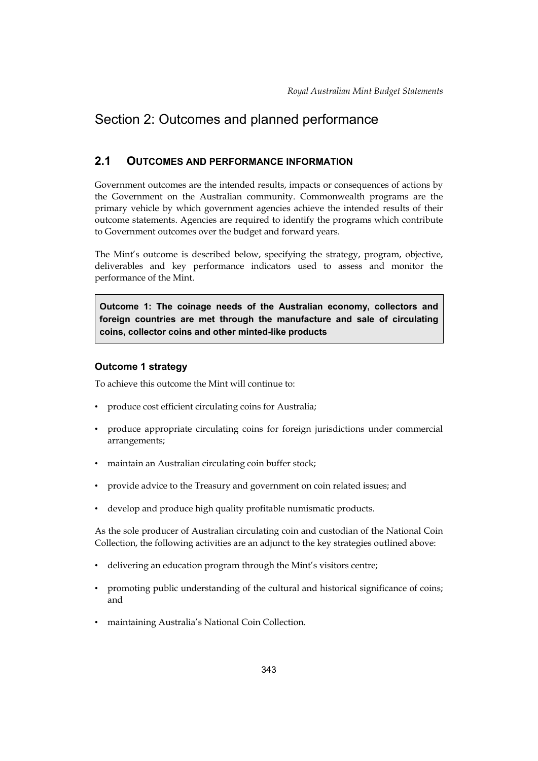# Section 2: Outcomes and planned performance

## 2.1 Outcomes and performance information

Government outcomes are the intended results, impacts or consequences of actions by the Government on the Australian community. Commonwealth programs are the primary vehicle by which government agencies achieve the intended results of their outcome statements. Agencies are required to identify the programs which contribute to Government outcomes over the budget and forward years.

The Mint's outcome is described below, specifying the strategy, program, objective, deliverables and key performance indicators used to assess and monitor the performance of the Mint.

**Outcome 1: The coinage needs of the Australian economy, collectors and foreign countries are met through the manufacture and sale of circulating coins, collector coins and other minted-like products**

### Outcome 1 strategy

To achieve this outcome the Mint will continue to:

- produce cost efficient circulating coins for Australia;
- produce appropriate circulating coins for foreign jurisdictions under commercial arrangements;
- maintain an Australian circulating coin buffer stock;
- provide advice to the Treasury and government on coin related issues; and
- develop and produce high quality profitable numismatic products.

As the sole producer of Australian circulating coin and custodian of the National Coin Collection, the following activities are an adjunct to the key strategies outlined above:

- delivering an education program through the Mint's visitors centre;
- promoting public understanding of the cultural and historical significance of coins; and
- maintaining Australia's National Coin Collection.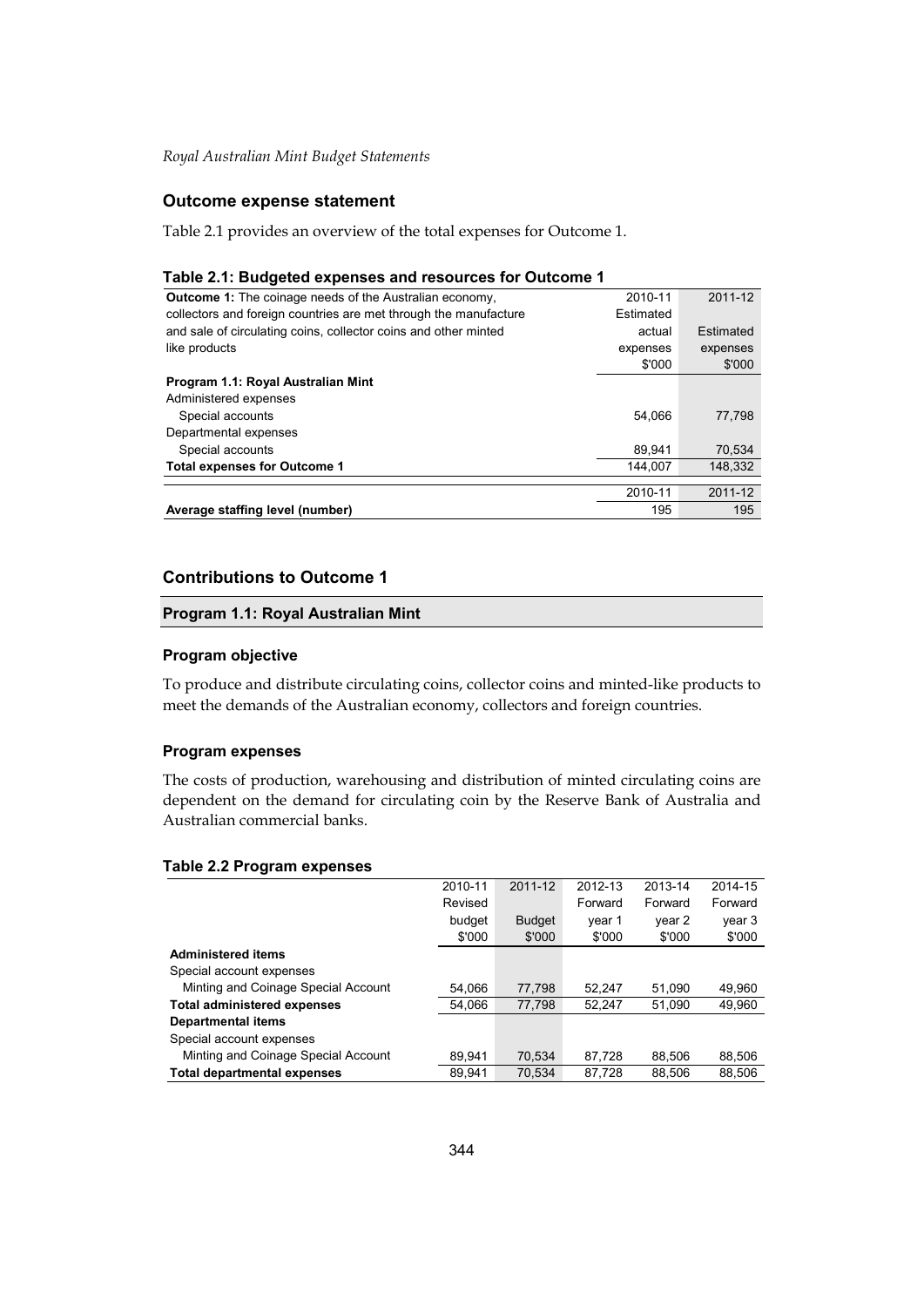## Outcome expense statement

Table 2.1 provides an overview of the total expenses for Outcome 1.

**Table 2.1: Budgeted expenses and resources for Outcome 1**

| **Outcome 1:** The coinage needs of the Australian economy, collectors and foreign countries are met through the manufacture and sale of circulating coins, collector coins and other minted like products | 2010-11 Estimated actual expenses $'000 | 2011-12 Estimated expenses $'000 |
|---|---|---|
| **Program 1.1: Royal Australian Mint** | | |
| Administered expenses | | |
| Special accounts | 54,066 | 77,798 |
| Departmental expenses | | |
| Special accounts | 89,941 | 70,534 |
| **Total expenses for Outcome 1** | 144,007 | 148,332 |
| | 2010-11 | 2011-12 |
| **Average staffing level (number)** | 195 | 195 |

## Contributions to Outcome 1

### Program 1.1: Royal Australian Mint

#### Program objective

To produce and distribute circulating coins, collector coins and minted-like products to meet the demands of the Australian economy, collectors and foreign countries.

#### Program expenses

The costs of production, warehousing and distribution of minted circulating coins are dependent on the demand for circulating coin by the Reserve Bank of Australia and Australian commercial banks.

**Table 2.2 Program expenses**

| | 2010-11 Revised budget $'000 | 2011-12 Budget $'000 | 2012-13 Forward year 1 $'000 | 2013-14 Forward year 2 $'000 | 2014-15 Forward year 3 $'000 |
|---|---|---|---|---|---|
| **Administered items** | | | | | |
| Special account expenses | | | | | |
| Minting and Coinage Special Account | 54,066 | 77,798 | 52,247 | 51,090 | 49,960 |
| **Total administered expenses** | 54,066 | 77,798 | 52,247 | 51,090 | 49,960 |
| **Departmental items** | | | | | |
| Special account expenses | | | | | |
| Minting and Coinage Special Account | 89,941 | 70,534 | 87,728 | 88,506 | 88,506 |
| **Total departmental expenses** | 89,941 | 70,534 | 87,728 | 88,506 | 88,506 |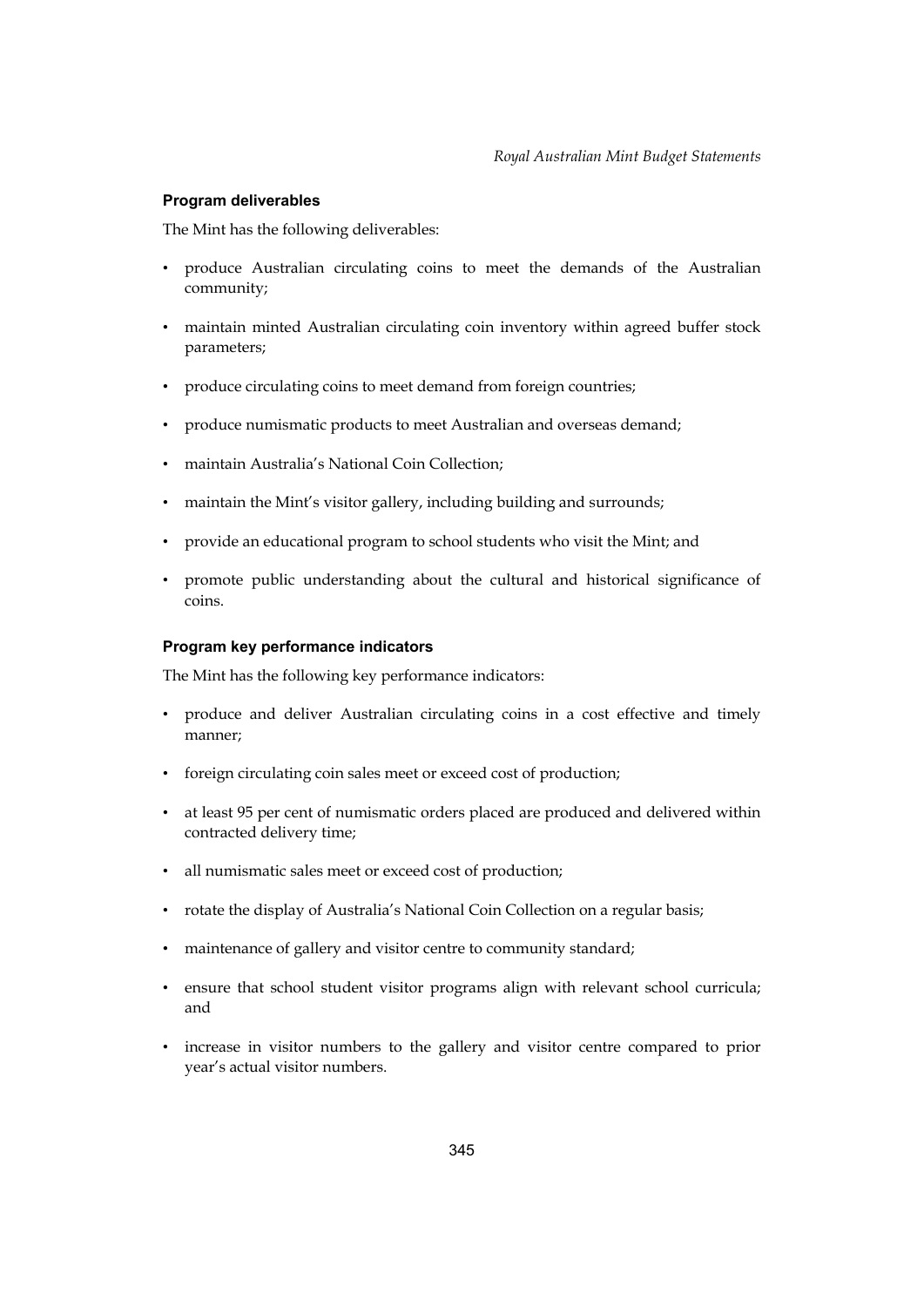### Program deliverables

The Mint has the following deliverables:

- produce Australian circulating coins to meet the demands of the Australian community;
- maintain minted Australian circulating coin inventory within agreed buffer stock parameters;
- produce circulating coins to meet demand from foreign countries;
- produce numismatic products to meet Australian and overseas demand;
- maintain Australia's National Coin Collection;
- maintain the Mint's visitor gallery, including building and surrounds;
- provide an educational program to school students who visit the Mint; and
- promote public understanding about the cultural and historical significance of coins.

### Program key performance indicators

The Mint has the following key performance indicators:

- produce and deliver Australian circulating coins in a cost effective and timely manner;
- foreign circulating coin sales meet or exceed cost of production;
- at least 95 per cent of numismatic orders placed are produced and delivered within contracted delivery time;
- all numismatic sales meet or exceed cost of production;
- rotate the display of Australia's National Coin Collection on a regular basis;
- maintenance of gallery and visitor centre to community standard;
- ensure that school student visitor programs align with relevant school curricula; and
- increase in visitor numbers to the gallery and visitor centre compared to prior year's actual visitor numbers.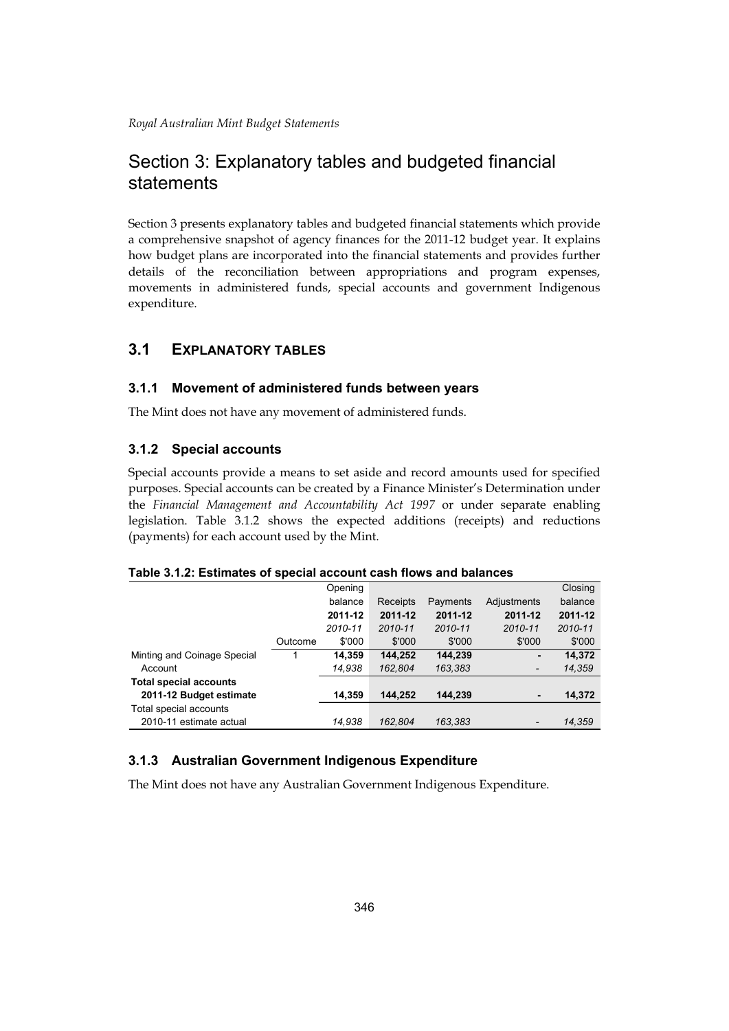# Section 3: Explanatory tables and budgeted financial statements

Section 3 presents explanatory tables and budgeted financial statements which provide a comprehensive snapshot of agency finances for the 2011-12 budget year. It explains how budget plans are incorporated into the financial statements and provides further details of the reconciliation between appropriations and program expenses, movements in administered funds, special accounts and government Indigenous expenditure.

## 3.1 Explanatory tables

### 3.1.1 Movement of administered funds between years

The Mint does not have any movement of administered funds.

### 3.1.2 Special accounts

Special accounts provide a means to set aside and record amounts used for specified purposes. Special accounts can be created by a Finance Minister's Determination under the *Financial Management and Accountability Act 1997* or under separate enabling legislation. Table 3.1.2 shows the expected additions (receipts) and reductions (payments) for each account used by the Mint.

**Table 3.1.2: Estimates of special account cash flows and balances**

| | Outcome | Opening balance **2011-12** *2010-11* $'000 | Receipts **2011-12** *2010-11* $'000 | Payments **2011-12** *2010-11* $'000 | Adjustments **2011-12** *2010-11* $'000 | Closing balance **2011-12** *2010-11* $'000 |
|---|---|---|---|---|---|---|
| Minting and Coinage Special Account | 1 | **14,359** | **144,252** | **144,239** | **-** | **14,372** |
| | | *14,938* | *162,804* | *163,383* | *-* | *14,359* |
| **Total special accounts 2011-12 Budget estimate** | | **14,359** | **144,252** | **144,239** | **-** | **14,372** |
| Total special accounts 2010-11 estimate actual | | *14,938* | *162,804* | *163,383* | *-* | *14,359* |

### 3.1.3 Australian Government Indigenous Expenditure

The Mint does not have any Australian Government Indigenous Expenditure.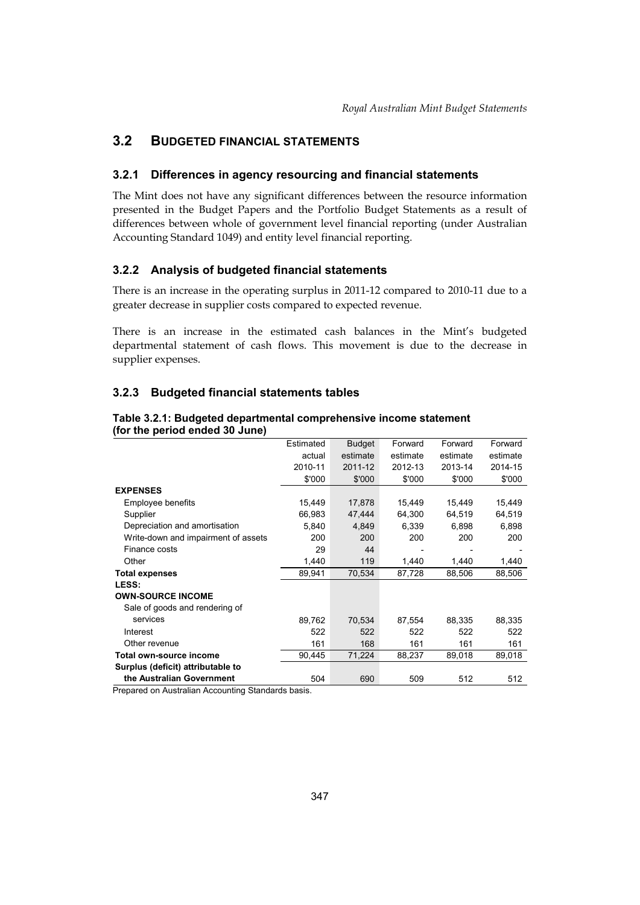## 3.2 BUDGETED FINANCIAL STATEMENTS

### 3.2.1 Differences in agency resourcing and financial statements

The Mint does not have any significant differences between the resource information presented in the Budget Papers and the Portfolio Budget Statements as a result of differences between whole of government level financial reporting (under Australian Accounting Standard 1049) and entity level financial reporting.

### 3.2.2 Analysis of budgeted financial statements

There is an increase in the operating surplus in 2011-12 compared to 2010-11 due to a greater decrease in supplier costs compared to expected revenue.

There is an increase in the estimated cash balances in the Mint's budgeted departmental statement of cash flows. This movement is due to the decrease in supplier expenses.

### 3.2.3 Budgeted financial statements tables

**Table 3.2.1: Budgeted departmental comprehensive income statement (for the period ended 30 June)**

| | Estimated actual 2010-11 $'000 | Budget estimate 2011-12 $'000 | Forward estimate 2012-13 $'000 | Forward estimate 2013-14 $'000 | Forward estimate 2014-15 $'000 |
|---|---|---|---|---|---|
| **EXPENSES** | | | | | |
| Employee benefits | 15,449 | 17,878 | 15,449 | 15,449 | 15,449 |
| Supplier | 66,983 | 47,444 | 64,300 | 64,519 | 64,519 |
| Depreciation and amortisation | 5,840 | 4,849 | 6,339 | 6,898 | 6,898 |
| Write-down and impairment of assets | 200 | 200 | 200 | 200 | 200 |
| Finance costs | 29 | 44 | - | - | - |
| Other | 1,440 | 119 | 1,440 | 1,440 | 1,440 |
| **Total expenses** | 89,941 | 70,534 | 87,728 | 88,506 | 88,506 |
| **LESS:** | | | | | |
| **OWN-SOURCE INCOME** | | | | | |
| Sale of goods and rendering of services | 89,762 | 70,534 | 87,554 | 88,335 | 88,335 |
| Interest | 522 | 522 | 522 | 522 | 522 |
| Other revenue | 161 | 168 | 161 | 161 | 161 |
| **Total own-source income** | 90,445 | 71,224 | 88,237 | 89,018 | 89,018 |
| **Surplus (deficit) attributable to the Australian Government** | 504 | 690 | 509 | 512 | 512 |

Prepared on Australian Accounting Standards basis.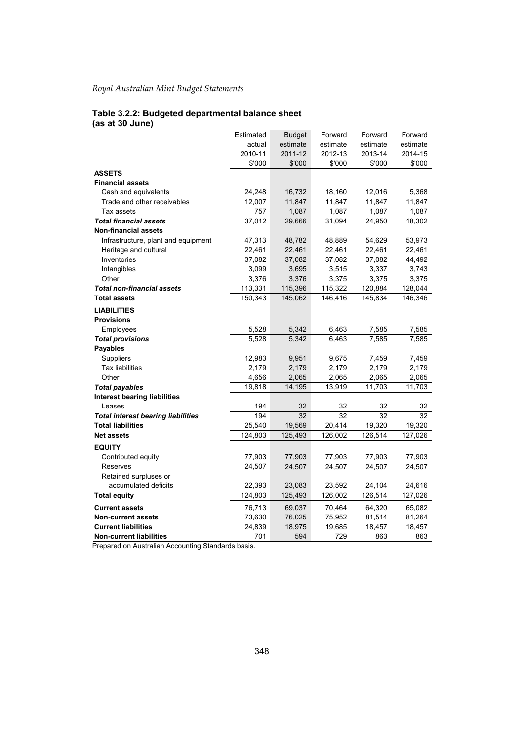**Table 3.2.2: Budgeted departmental balance sheet (as at 30 June)**

| | Estimated actual 2010-11 $'000 | Budget estimate 2011-12 $'000 | Forward estimate 2012-13 $'000 | Forward estimate 2013-14 $'000 | Forward estimate 2014-15 $'000 |
|---|---|---|---|---|---|
| **ASSETS** | | | | | |
| **Financial assets** | | | | | |
| Cash and equivalents | 24,248 | 16,732 | 18,160 | 12,016 | 5,368 |
| Trade and other receivables | 12,007 | 11,847 | 11,847 | 11,847 | 11,847 |
| Tax assets | 757 | 1,087 | 1,087 | 1,087 | 1,087 |
| ***Total financial assets*** | 37,012 | 29,666 | 31,094 | 24,950 | 18,302 |
| **Non-financial assets** | | | | | |
| Infrastructure, plant and equipment | 47,313 | 48,782 | 48,889 | 54,629 | 53,973 |
| Heritage and cultural | 22,461 | 22,461 | 22,461 | 22,461 | 22,461 |
| Inventories | 37,082 | 37,082 | 37,082 | 37,082 | 44,492 |
| Intangibles | 3,099 | 3,695 | 3,515 | 3,337 | 3,743 |
| Other | 3,376 | 3,376 | 3,375 | 3,375 | 3,375 |
| ***Total non-financial assets*** | 113,331 | 115,396 | 115,322 | 120,884 | 128,044 |
| **Total assets** | 150,343 | 145,062 | 146,416 | 145,834 | 146,346 |
| **LIABILITIES** | | | | | |
| **Provisions** | | | | | |
| Employees | 5,528 | 5,342 | 6,463 | 7,585 | 7,585 |
| ***Total provisions*** | 5,528 | 5,342 | 6,463 | 7,585 | 7,585 |
| **Payables** | | | | | |
| Suppliers | 12,983 | 9,951 | 9,675 | 7,459 | 7,459 |
| Tax liabilities | 2,179 | 2,179 | 2,179 | 2,179 | 2,179 |
| Other | 4,656 | 2,065 | 2,065 | 2,065 | 2,065 |
| ***Total payables*** | 19,818 | 14,195 | 13,919 | 11,703 | 11,703 |
| **Interest bearing liabilities** | | | | | |
| Leases | 194 | 32 | 32 | 32 | 32 |
| ***Total interest bearing liabilities*** | 194 | 32 | 32 | 32 | 32 |
| **Total liabilities** | 25,540 | 19,569 | 20,414 | 19,320 | 19,320 |
| **Net assets** | 124,803 | 125,493 | 126,002 | 126,514 | 127,026 |
| **EQUITY** | | | | | |
| Contributed equity | 77,903 | 77,903 | 77,903 | 77,903 | 77,903 |
| Reserves | 24,507 | 24,507 | 24,507 | 24,507 | 24,507 |
| Retained surpluses or accumulated deficits | 22,393 | 23,083 | 23,592 | 24,104 | 24,616 |
| **Total equity** | 124,803 | 125,493 | 126,002 | 126,514 | 127,026 |
| **Current assets** | 76,713 | 69,037 | 70,464 | 64,320 | 65,082 |
| **Non-current assets** | 73,630 | 76,025 | 75,952 | 81,514 | 81,264 |
| **Current liabilities** | 24,839 | 18,975 | 19,685 | 18,457 | 18,457 |
| **Non-current liabilities** | 701 | 594 | 729 | 863 | 863 |

Prepared on Australian Accounting Standards basis.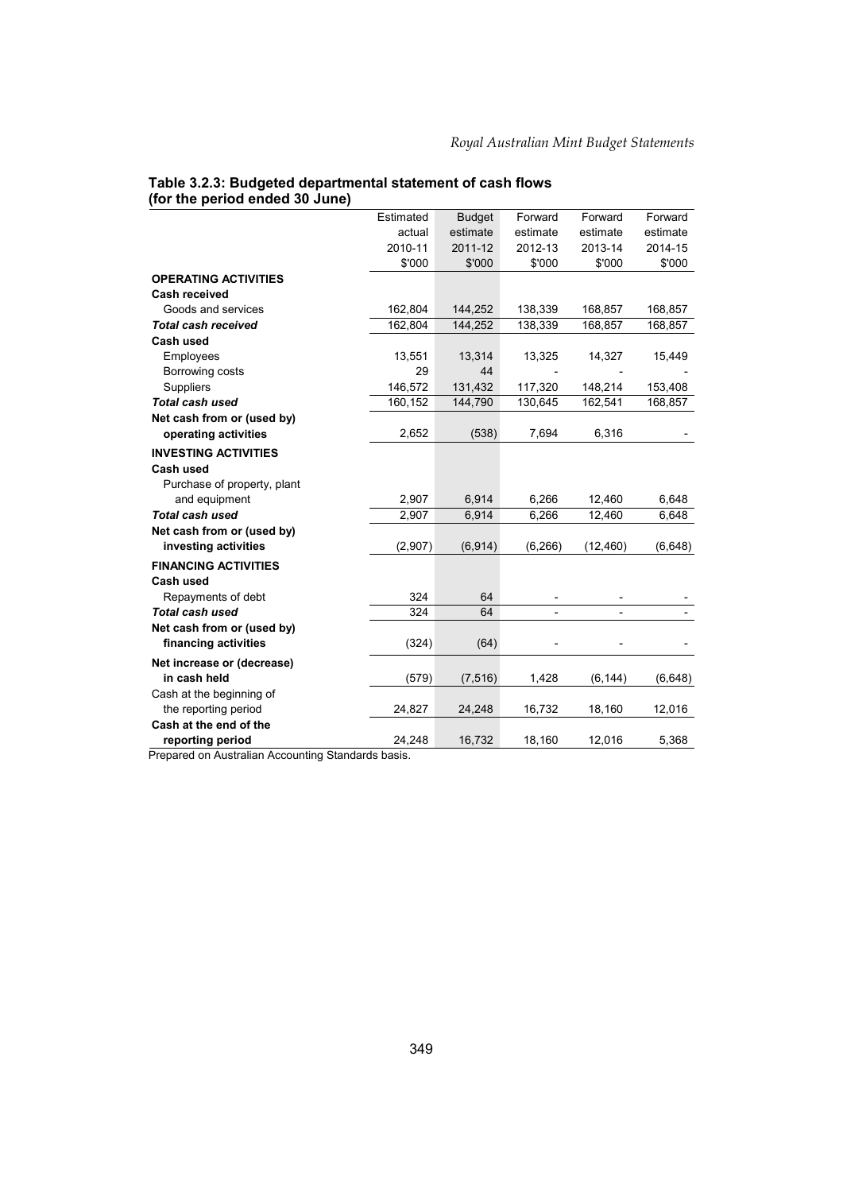**Table 3.2.3: Budgeted departmental statement of cash flows (for the period ended 30 June)**

| | Estimated actual 2010-11 $'000 | Budget estimate 2011-12 $'000 | Forward estimate 2012-13 $'000 | Forward estimate 2013-14 $'000 | Forward estimate 2014-15 $'000 |
|---|---|---|---|---|---|
| **OPERATING ACTIVITIES** | | | | | |
| **Cash received** | | | | | |
| Goods and services | 162,804 | 144,252 | 138,339 | 168,857 | 168,857 |
| ***Total cash received*** | 162,804 | 144,252 | 138,339 | 168,857 | 168,857 |
| **Cash used** | | | | | |
| Employees | 13,551 | 13,314 | 13,325 | 14,327 | 15,449 |
| Borrowing costs | 29 | 44 | - | - | - |
| Suppliers | 146,572 | 131,432 | 117,320 | 148,214 | 153,408 |
| ***Total cash used*** | 160,152 | 144,790 | 130,645 | 162,541 | 168,857 |
| **Net cash from or (used by) operating activities** | 2,652 | (538) | 7,694 | 6,316 | - |
| **INVESTING ACTIVITIES** | | | | | |
| **Cash used** | | | | | |
| Purchase of property, plant and equipment | 2,907 | 6,914 | 6,266 | 12,460 | 6,648 |
| ***Total cash used*** | 2,907 | 6,914 | 6,266 | 12,460 | 6,648 |
| **Net cash from or (used by) investing activities** | (2,907) | (6,914) | (6,266) | (12,460) | (6,648) |
| **FINANCING ACTIVITIES** | | | | | |
| **Cash used** | | | | | |
| Repayments of debt | 324 | 64 | - | - | - |
| ***Total cash used*** | 324 | 64 | - | - | - |
| **Net cash from or (used by) financing activities** | (324) | (64) | - | - | - |
| **Net increase or (decrease) in cash held** | (579) | (7,516) | 1,428 | (6,144) | (6,648) |
| Cash at the beginning of the reporting period | 24,827 | 24,248 | 16,732 | 18,160 | 12,016 |
| **Cash at the end of the reporting period** | 24,248 | 16,732 | 18,160 | 12,016 | 5,368 |

Prepared on Australian Accounting Standards basis.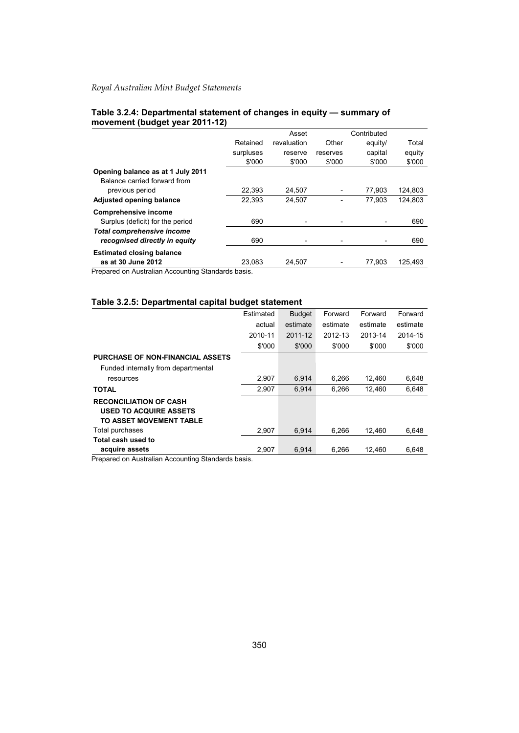**Table 3.2.4: Departmental statement of changes in equity — summary of movement (budget year 2011-12)**

| | Retained surpluses $'000 | Asset revaluation reserve $'000 | Other reserves $'000 | Contributed equity/ capital $'000 | Total equity $'000 |
|---|---|---|---|---|---|
| **Opening balance as at 1 July 2011** | | | | | |
| Balance carried forward from previous period | 22,393 | 24,507 | - | 77,903 | 124,803 |
| **Adjusted opening balance** | 22,393 | 24,507 | - | 77,903 | 124,803 |
| **Comprehensive income** | | | | | |
| Surplus (deficit) for the period | 690 | - | - | - | 690 |
| ***Total comprehensive income recognised directly in equity*** | 690 | - | - | - | 690 |
| **Estimated closing balance as at 30 June 2012** | 23,083 | 24,507 | - | 77,903 | 125,493 |

Prepared on Australian Accounting Standards basis.

**Table 3.2.5: Departmental capital budget statement**

| | Estimated actual 2010-11 $'000 | Budget estimate 2011-12 $'000 | Forward estimate 2012-13 $'000 | Forward estimate 2013-14 $'000 | Forward estimate 2014-15 $'000 |
|---|---|---|---|---|---|
| **PURCHASE OF NON-FINANCIAL ASSETS** | | | | | |
| Funded internally from departmental resources | 2,907 | 6,914 | 6,266 | 12,460 | 6,648 |
| **TOTAL** | 2,907 | 6,914 | 6,266 | 12,460 | 6,648 |
| **RECONCILIATION OF CASH USED TO ACQUIRE ASSETS TO ASSET MOVEMENT TABLE** | | | | | |
| Total purchases | 2,907 | 6,914 | 6,266 | 12,460 | 6,648 |
| **Total cash used to acquire assets** | 2,907 | 6,914 | 6,266 | 12,460 | 6,648 |

Prepared on Australian Accounting Standards basis.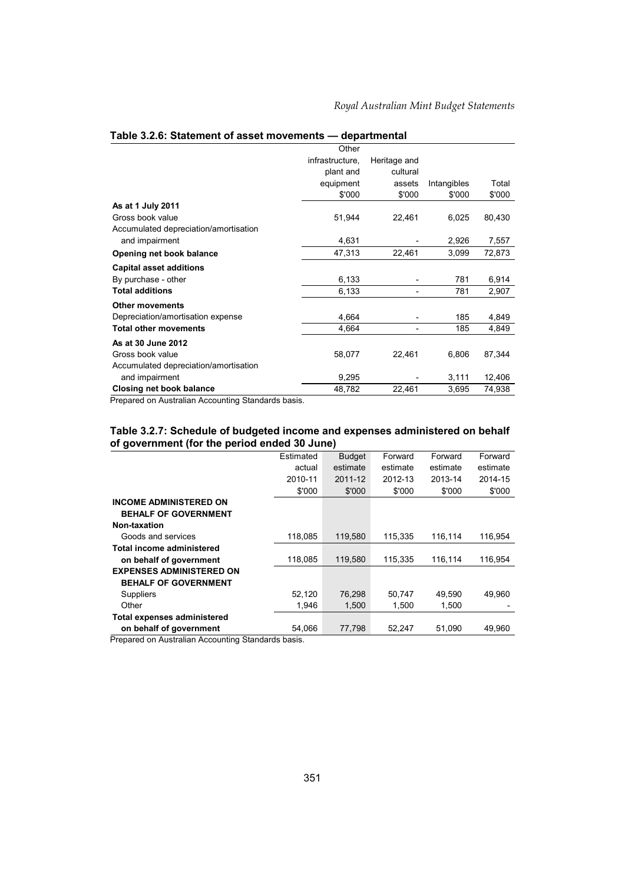## Table 3.2.6: Statement of asset movements — departmental

| | Other infrastructure, plant and equipment $'000 | Heritage and cultural assets $'000 | Intangibles $'000 | Total $'000 |
|---|---|---|---|---|
| **As at 1 July 2011** | | | | |
| Gross book value | 51,944 | 22,461 | 6,025 | 80,430 |
| Accumulated depreciation/amortisation and impairment | 4,631 | - | 2,926 | 7,557 |
| **Opening net book balance** | 47,313 | 22,461 | 3,099 | 72,873 |
| **Capital asset additions** | | | | |
| By purchase - other | 6,133 | - | 781 | 6,914 |
| **Total additions** | 6,133 | - | 781 | 2,907 |
| **Other movements** | | | | |
| Depreciation/amortisation expense | 4,664 | - | 185 | 4,849 |
| **Total other movements** | 4,664 | - | 185 | 4,849 |
| **As at 30 June 2012** | | | | |
| Gross book value | 58,077 | 22,461 | 6,806 | 87,344 |
| Accumulated depreciation/amortisation and impairment | 9,295 | - | 3,111 | 12,406 |
| **Closing net book balance** | 48,782 | 22,461 | 3,695 | 74,938 |

Prepared on Australian Accounting Standards basis.

## Table 3.2.7: Schedule of budgeted income and expenses administered on behalf of government (for the period ended 30 June)

| | Estimated actual 2010-11 $'000 | Budget estimate 2011-12 $'000 | Forward estimate 2012-13 $'000 | Forward estimate 2013-14 $'000 | Forward estimate 2014-15 $'000 |
|---|---|---|---|---|---|
| **INCOME ADMINISTERED ON BEHALF OF GOVERNMENT** | | | | | |
| **Non-taxation** | | | | | |
| Goods and services | 118,085 | 119,580 | 115,335 | 116,114 | 116,954 |
| **Total income administered on behalf of government** | 118,085 | 119,580 | 115,335 | 116,114 | 116,954 |
| **EXPENSES ADMINISTERED ON BEHALF OF GOVERNMENT** | | | | | |
| Suppliers | 52,120 | 76,298 | 50,747 | 49,590 | 49,960 |
| Other | 1,946 | 1,500 | 1,500 | 1,500 | - |
| **Total expenses administered on behalf of government** | 54,066 | 77,798 | 52,247 | 51,090 | 49,960 |

Prepared on Australian Accounting Standards basis.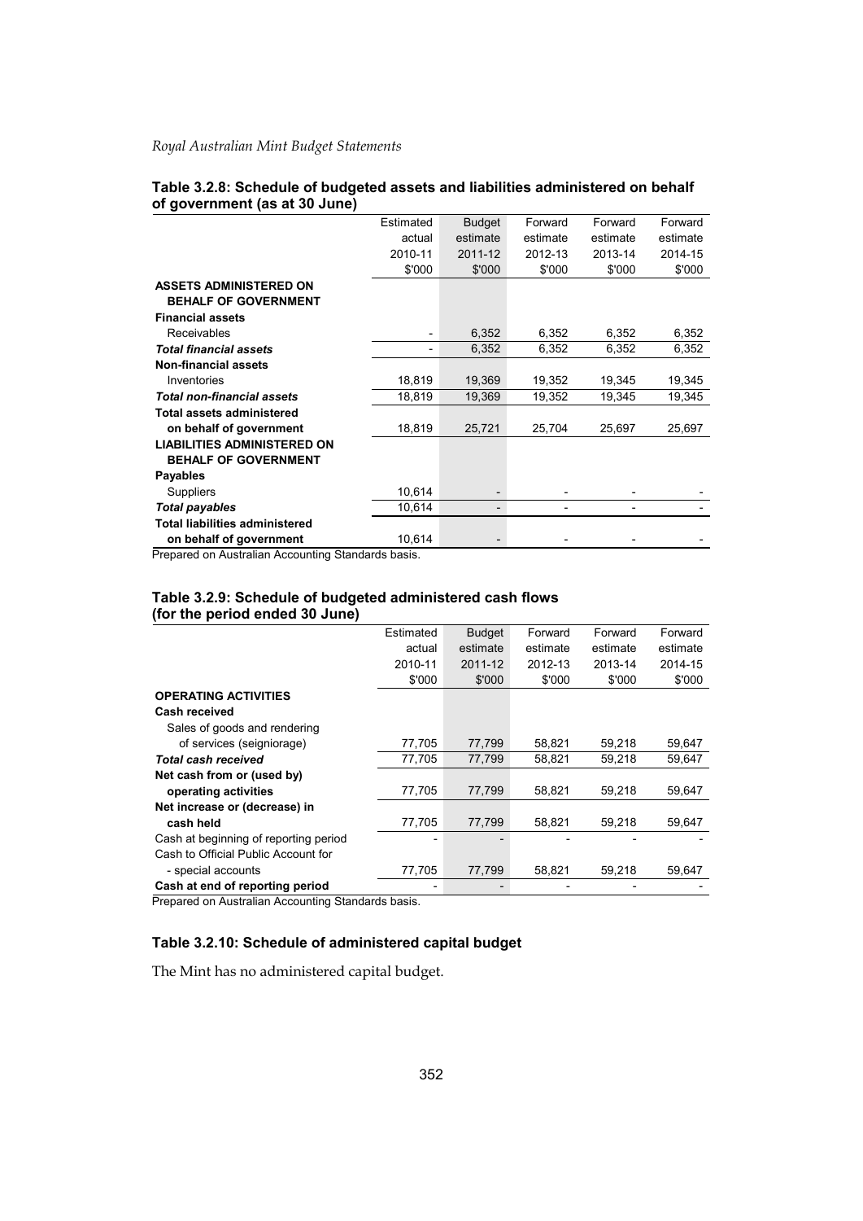**Table 3.2.8: Schedule of budgeted assets and liabilities administered on behalf of government (as at 30 June)**

| | Estimated actual 2010-11 $'000 | Budget estimate 2011-12 $'000 | Forward estimate 2012-13 $'000 | Forward estimate 2013-14 $'000 | Forward estimate 2014-15 $'000 |
|---|---|---|---|---|---|
| **ASSETS ADMINISTERED ON BEHALF OF GOVERNMENT** | | | | | |
| **Financial assets** | | | | | |
| Receivables | - | 6,352 | 6,352 | 6,352 | 6,352 |
| ***Total financial assets*** | - | 6,352 | 6,352 | 6,352 | 6,352 |
| **Non-financial assets** | | | | | |
| Inventories | 18,819 | 19,369 | 19,352 | 19,345 | 19,345 |
| ***Total non-financial assets*** | 18,819 | 19,369 | 19,352 | 19,345 | 19,345 |
| **Total assets administered on behalf of government** | 18,819 | 25,721 | 25,704 | 25,697 | 25,697 |
| **LIABILITIES ADMINISTERED ON BEHALF OF GOVERNMENT** | | | | | |
| **Payables** | | | | | |
| Suppliers | 10,614 | - | - | - | - |
| ***Total payables*** | 10,614 | - | - | - | - |
| **Total liabilities administered on behalf of government** | 10,614 | - | - | - | - |

Prepared on Australian Accounting Standards basis.

**Table 3.2.9: Schedule of budgeted administered cash flows (for the period ended 30 June)**

| | Estimated actual 2010-11 $'000 | Budget estimate 2011-12 $'000 | Forward estimate 2012-13 $'000 | Forward estimate 2013-14 $'000 | Forward estimate 2014-15 $'000 |
|---|---|---|---|---|---|
| **OPERATING ACTIVITIES** | | | | | |
| **Cash received** | | | | | |
| Sales of goods and rendering of services (seigniorage) | 77,705 | 77,799 | 58,821 | 59,218 | 59,647 |
| ***Total cash received*** | 77,705 | 77,799 | 58,821 | 59,218 | 59,647 |
| **Net cash from or (used by) operating activities** | 77,705 | 77,799 | 58,821 | 59,218 | 59,647 |
| **Net increase or (decrease) in cash held** | 77,705 | 77,799 | 58,821 | 59,218 | 59,647 |
| Cash at beginning of reporting period | - | - | - | - | - |
| Cash to Official Public Account for - special accounts | 77,705 | 77,799 | 58,821 | 59,218 | 59,647 |
| **Cash at end of reporting period** | - | - | - | - | - |

Prepared on Australian Accounting Standards basis.

**Table 3.2.10: Schedule of administered capital budget**

The Mint has no administered capital budget.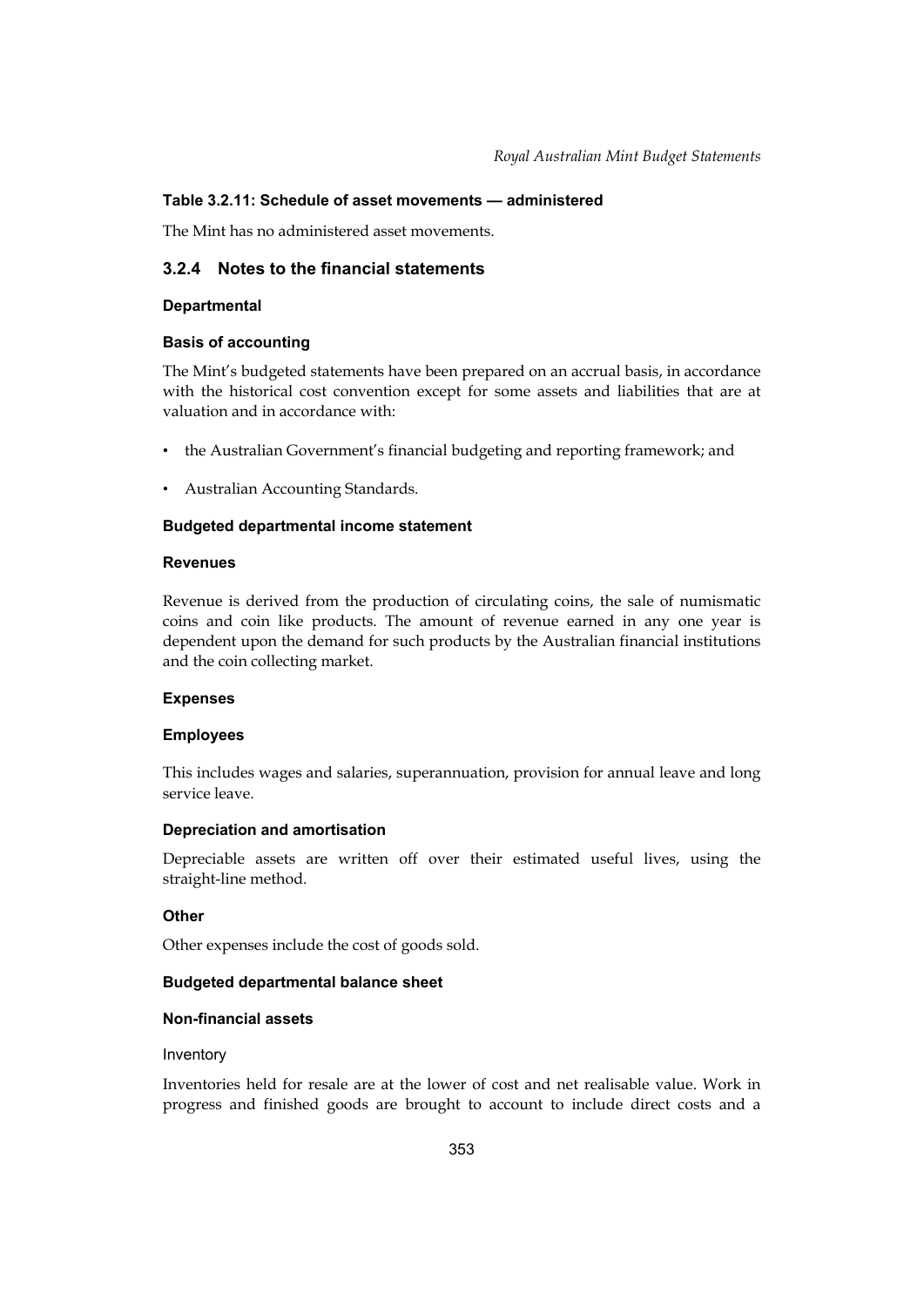#### Table 3.2.11: Schedule of asset movements — administered

The Mint has no administered asset movements.

### 3.2.4 Notes to the financial statements

#### Departmental

#### Basis of accounting

The Mint's budgeted statements have been prepared on an accrual basis, in accordance with the historical cost convention except for some assets and liabilities that are at valuation and in accordance with:

- the Australian Government's financial budgeting and reporting framework; and
- Australian Accounting Standards.

#### Budgeted departmental income statement

#### Revenues

Revenue is derived from the production of circulating coins, the sale of numismatic coins and coin like products. The amount of revenue earned in any one year is dependent upon the demand for such products by the Australian financial institutions and the coin collecting market.

#### Expenses

#### Employees

This includes wages and salaries, superannuation, provision for annual leave and long service leave.

#### Depreciation and amortisation

Depreciable assets are written off over their estimated useful lives, using the straight-line method.

#### Other

Other expenses include the cost of goods sold.

#### Budgeted departmental balance sheet

#### Non-financial assets

Inventory

Inventories held for resale are at the lower of cost and net realisable value. Work in progress and finished goods are brought to account to include direct costs and a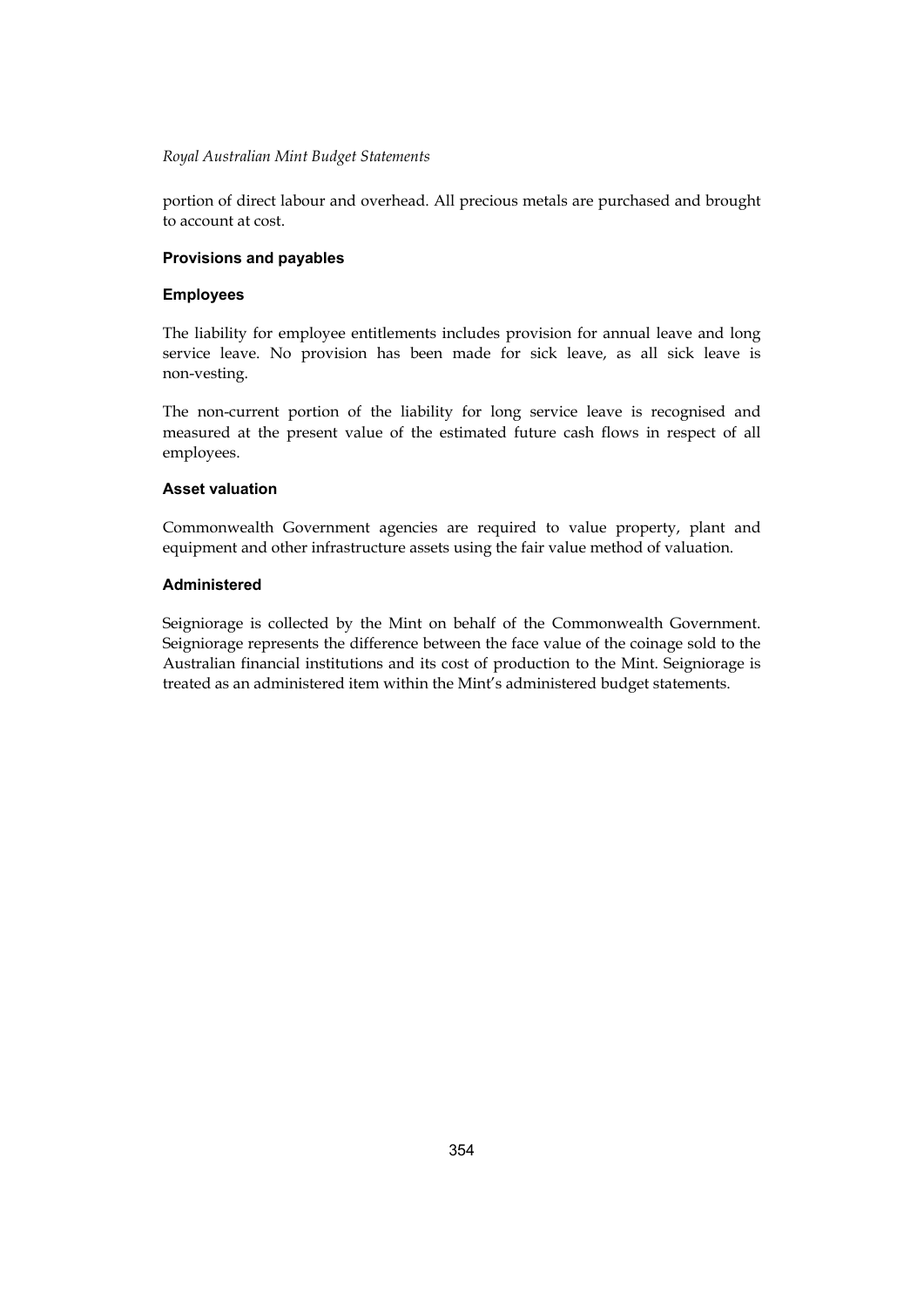portion of direct labour and overhead. All precious metals are purchased and brought to account at cost.

### Provisions and payables

### Employees

The liability for employee entitlements includes provision for annual leave and long service leave. No provision has been made for sick leave, as all sick leave is non-vesting.

The non-current portion of the liability for long service leave is recognised and measured at the present value of the estimated future cash flows in respect of all employees.

### Asset valuation

Commonwealth Government agencies are required to value property, plant and equipment and other infrastructure assets using the fair value method of valuation.

### Administered

Seigniorage is collected by the Mint on behalf of the Commonwealth Government. Seigniorage represents the difference between the face value of the coinage sold to the Australian financial institutions and its cost of production to the Mint. Seigniorage is treated as an administered item within the Mint's administered budget statements.